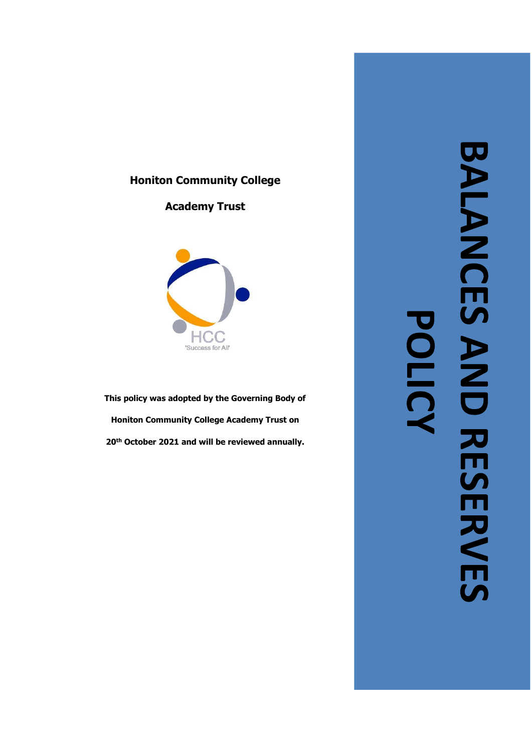# BALANCES AND RESERVES POLICY

**Honiton Community College**

**Academy Trust**

HCC

'Success for All'

**This policy was adopted by the Governing Body of Honiton Community College Academy Trust on 20th October 2021 and will be reviewed annually.**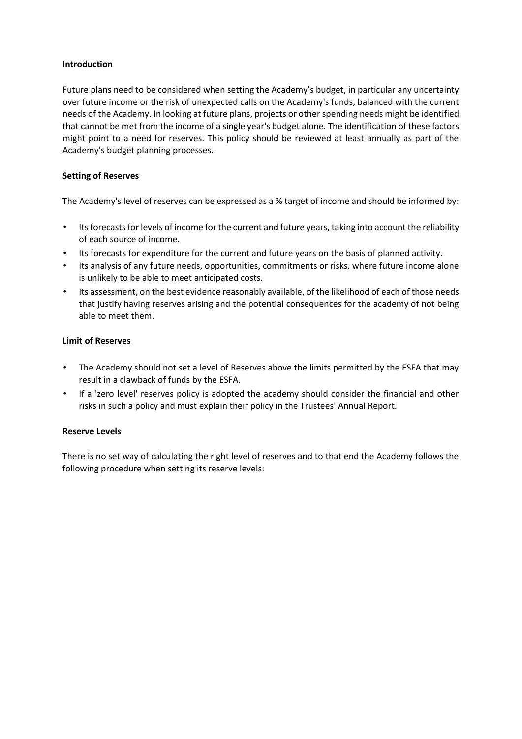**Introduction**

Future plans need to be considered when setting the Academy's budget, in particular any uncertainty over future income or the risk of unexpected calls on the Academy's funds, balanced with the current needs of the Academy. In looking at future plans, projects or other spending needs might be identified that cannot be met from the income of a single year's budget alone. The identification of these factors might point to a need for reserves. This policy should be reviewed at least annually as part of the Academy's budget planning processes.

**Setting of Reserves**

The Academy's level of reserves can be expressed as a % target of income and should be informed by:

- Its forecasts for levels of income for the current and future years, taking into account the reliability of each source of income.
- Its forecasts for expenditure for the current and future years on the basis of planned activity.
- Its analysis of any future needs, opportunities, commitments or risks, where future income alone is unlikely to be able to meet anticipated costs.
- Its assessment, on the best evidence reasonably available, of the likelihood of each of those needs that justify having reserves arising and the potential consequences for the academy of not being able to meet them.

**Limit of Reserves**

- The Academy should not set a level of Reserves above the limits permitted by the ESFA that may result in a clawback of funds by the ESFA.
- If a 'zero level' reserves policy is adopted the academy should consider the financial and other risks in such a policy and must explain their policy in the Trustees' Annual Report.

**Reserve Levels**

There is no set way of calculating the right level of reserves and to that end the Academy follows the following procedure when setting its reserve levels: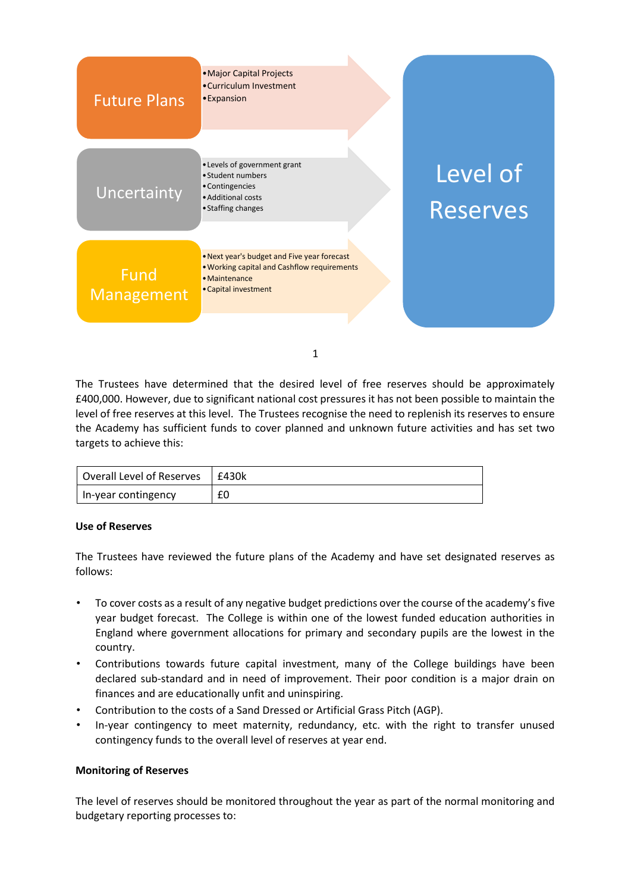Future Plans

- Major Capital Projects
- Curriculum Investment
- Expansion

Uncertainty

- Levels of government grant
- Student numbers
- Contingencies
- Additional costs
- Staffing changes

Fund Management

- Next year's budget and Five year forecast
- Working capital and Cashflow requirements
- Maintenance
- Capital investment

Level of Reserves

1

The Trustees have determined that the desired level of free reserves should be approximately £400,000. However, due to significant national cost pressures it has not been possible to maintain the level of free reserves at this level. The Trustees recognise the need to replenish its reserves to ensure the Academy has sufficient funds to cover planned and unknown future activities and has set two targets to achieve this:

| Overall Level of Reserves | £430k |
|---|---|
| In-year contingency | £0 |

**Use of Reserves**

The Trustees have reviewed the future plans of the Academy and have set designated reserves as follows:

- To cover costs as a result of any negative budget predictions over the course of the academy's five year budget forecast. The College is within one of the lowest funded education authorities in England where government allocations for primary and secondary pupils are the lowest in the country.
- Contributions towards future capital investment, many of the College buildings have been declared sub-standard and in need of improvement. Their poor condition is a major drain on finances and are educationally unfit and uninspiring.
- Contribution to the costs of a Sand Dressed or Artificial Grass Pitch (AGP).
- In-year contingency to meet maternity, redundancy, etc. with the right to transfer unused contingency funds to the overall level of reserves at year end.

**Monitoring of Reserves**

The level of reserves should be monitored throughout the year as part of the normal monitoring and budgetary reporting processes to: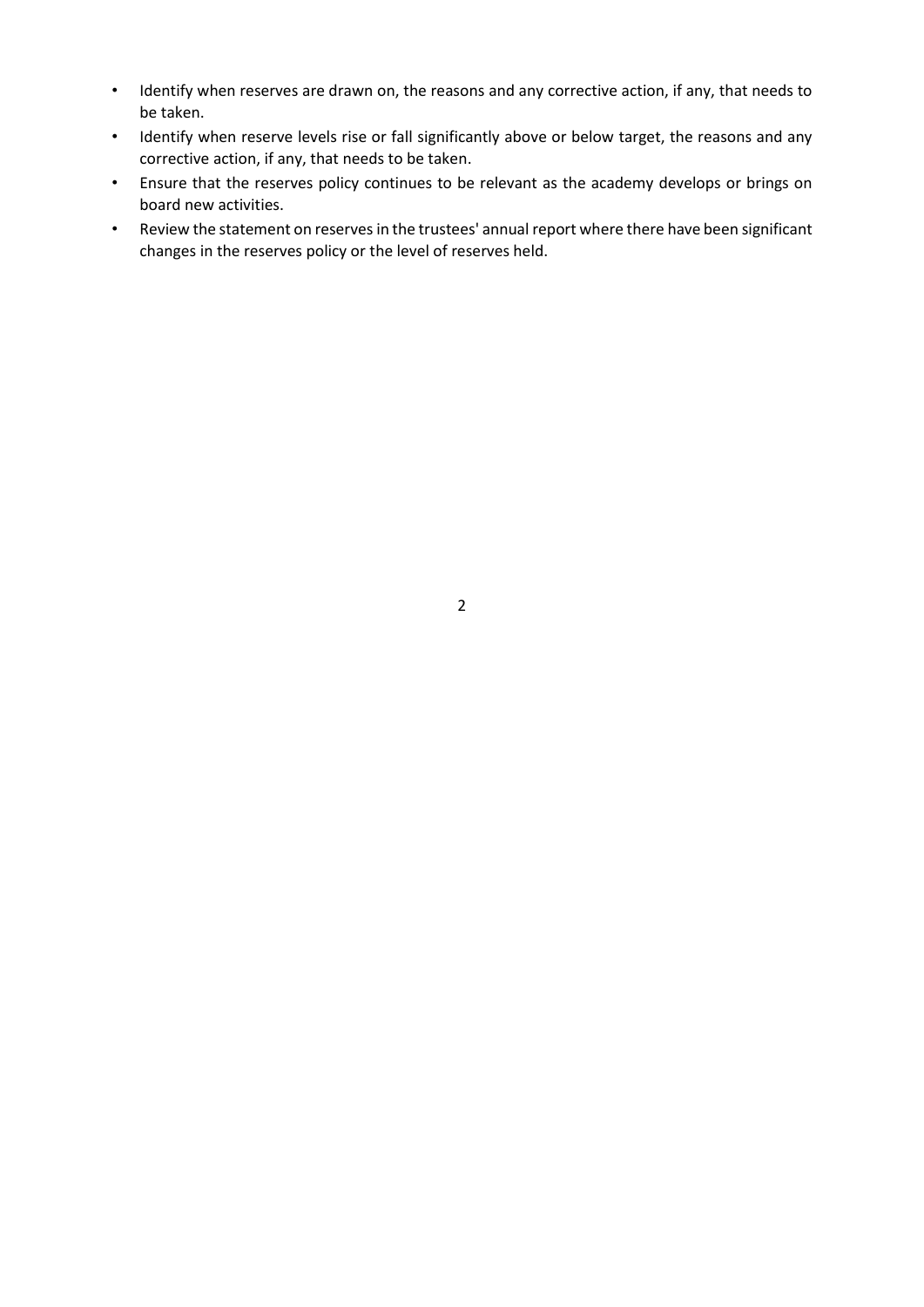- Identify when reserves are drawn on, the reasons and any corrective action, if any, that needs to be taken.
- Identify when reserve levels rise or fall significantly above or below target, the reasons and any corrective action, if any, that needs to be taken.
- Ensure that the reserves policy continues to be relevant as the academy develops or brings on board new activities.
- Review the statement on reserves in the trustees' annual report where there have been significant changes in the reserves policy or the level of reserves held.